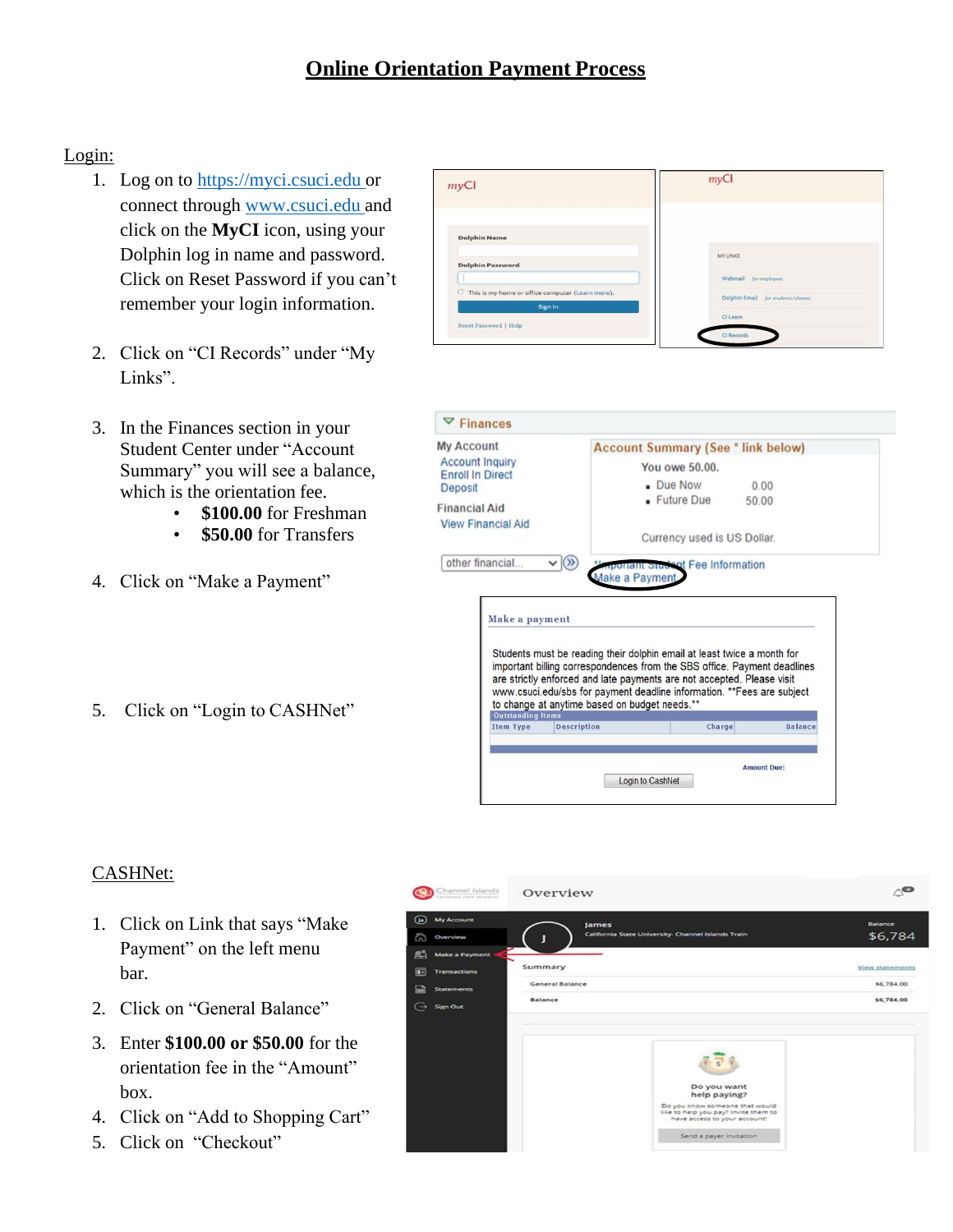# Online Orientation Payment Process

Login:

1. Log on to https://myci.csuci.edu or connect through www.csuci.edu and click on the **MyCI** icon, using your Dolphin log in name and password. Click on Reset Password if you can't remember your login information.

2. Click on "CI Records" under "My Links".

3. In the Finances section in your Student Center under "Account Summary" you will see a balance, which is the orientation fee.
   - **$100.00** for Freshman
   - **$50.00** for Transfers

4. Click on "Make a Payment"

5. Click on "Login to CASHNet"

CASHNet:

1. Click on Link that says "Make Payment" on the left menu bar.
2. Click on "General Balance"
3. Enter **$100.00 or $50.00** for the orientation fee in the "Amount" box.
4. Click on "Add to Shopping Cart"
5. Click on "Checkout"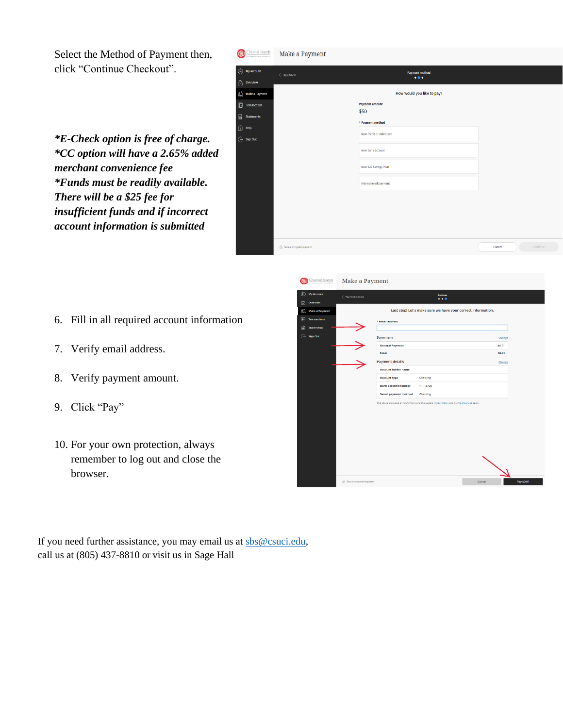Select the Method of Payment then, click "Continue Checkout".

***E-Check option is free of charge.***
***CC option will have a 2.65% added merchant convenience fee***
***Funds must be readily available. There will be a $25 fee for insufficient funds and if incorrect account information is submitted***

6. Fill in all required account information

7. Verify email address.

8. Verify payment amount.

9. Click "Pay"

10. For your own protection, always remember to log out and close the browser.

If you need further assistance, you may email us at [sbs@csuci.edu](mailto:sbs@csuci.edu), call us at (805) 437-8810 or visit us in Sage Hall